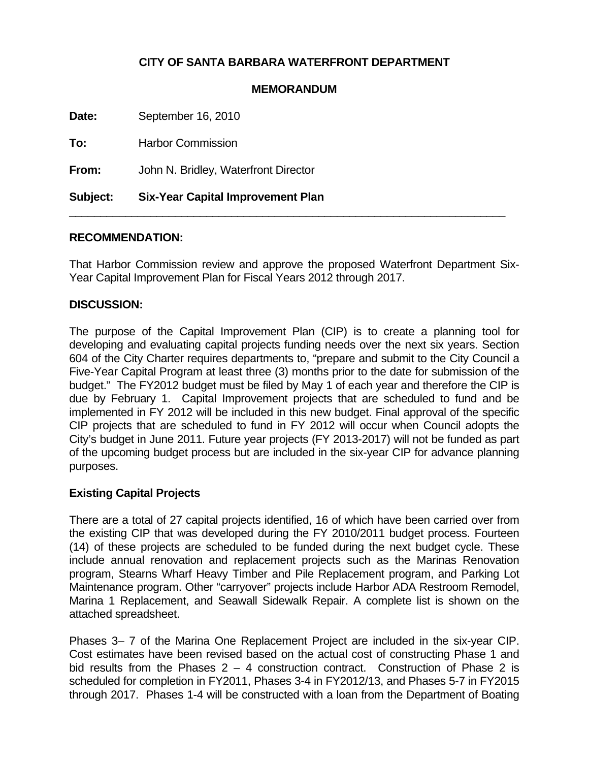**CITY OF SANTA BARBARA WATERFRONT DEPARTMENT**

**MEMORANDUM**

**Date:** September 16, 2010

**To:** Harbor Commission

**From:** John N. Bridley, Waterfront Director

**Subject: Six-Year Capital Improvement Plan**

---

**RECOMMENDATION:**

That Harbor Commission review and approve the proposed Waterfront Department Six-Year Capital Improvement Plan for Fiscal Years 2012 through 2017.

**DISCUSSION:**

The purpose of the Capital Improvement Plan (CIP) is to create a planning tool for developing and evaluating capital projects funding needs over the next six years. Section 604 of the City Charter requires departments to, "prepare and submit to the City Council a Five-Year Capital Program at least three (3) months prior to the date for submission of the budget." The FY2012 budget must be filed by May 1 of each year and therefore the CIP is due by February 1. Capital Improvement projects that are scheduled to fund and be implemented in FY 2012 will be included in this new budget. Final approval of the specific CIP projects that are scheduled to fund in FY 2012 will occur when Council adopts the City's budget in June 2011. Future year projects (FY 2013-2017) will not be funded as part of the upcoming budget process but are included in the six-year CIP for advance planning purposes.

**Existing Capital Projects**

There are a total of 27 capital projects identified, 16 of which have been carried over from the existing CIP that was developed during the FY 2010/2011 budget process. Fourteen (14) of these projects are scheduled to be funded during the next budget cycle. These include annual renovation and replacement projects such as the Marinas Renovation program, Stearns Wharf Heavy Timber and Pile Replacement program, and Parking Lot Maintenance program. Other "carryover" projects include Harbor ADA Restroom Remodel, Marina 1 Replacement, and Seawall Sidewalk Repair. A complete list is shown on the attached spreadsheet.

Phases 3– 7 of the Marina One Replacement Project are included in the six-year CIP. Cost estimates have been revised based on the actual cost of constructing Phase 1 and bid results from the Phases 2 – 4 construction contract. Construction of Phase 2 is scheduled for completion in FY2011, Phases 3-4 in FY2012/13, and Phases 5-7 in FY2015 through 2017. Phases 1-4 will be constructed with a loan from the Department of Boating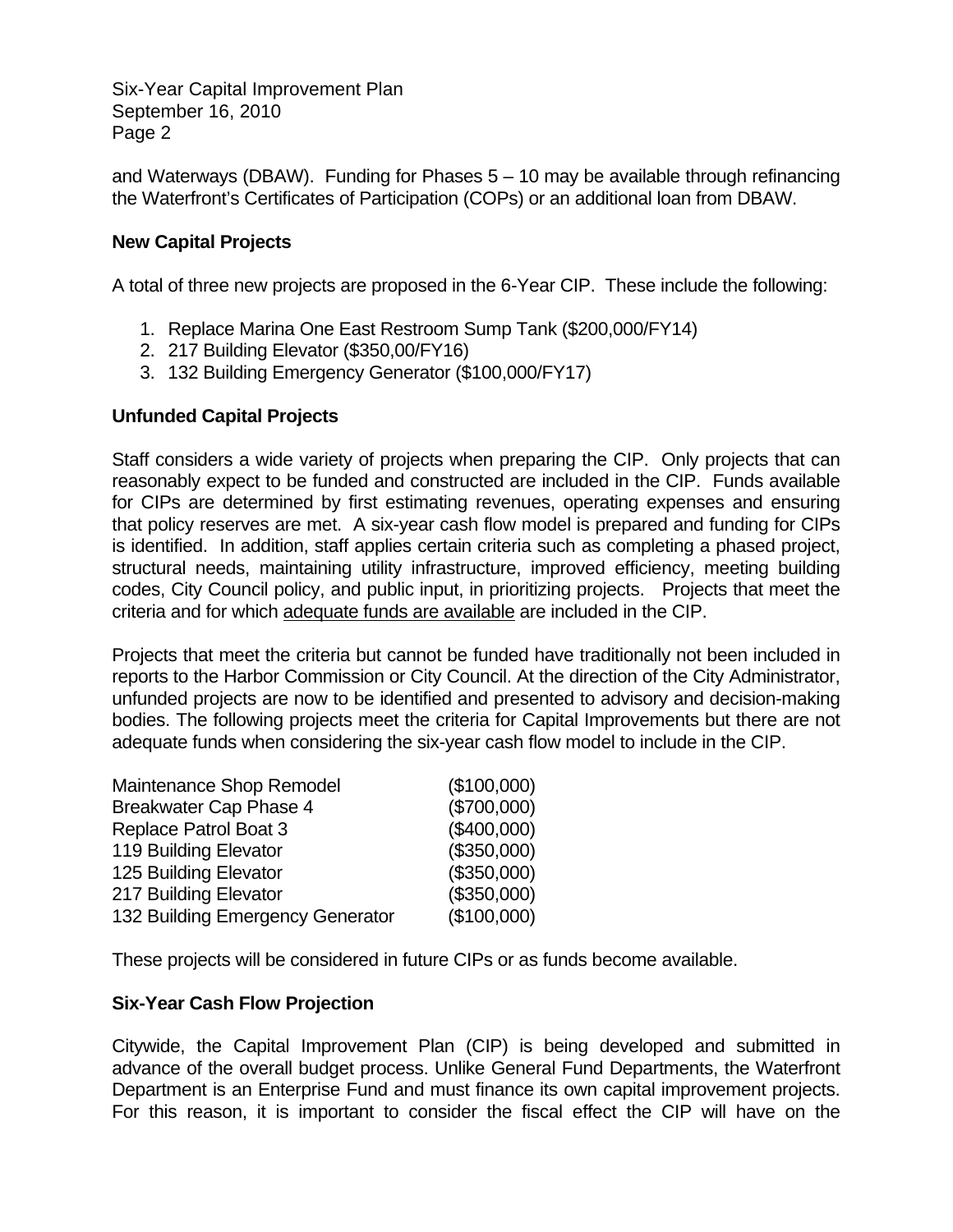and Waterways (DBAW). Funding for Phases 5 – 10 may be available through refinancing the Waterfront's Certificates of Participation (COPs) or an additional loan from DBAW.

**New Capital Projects**

A total of three new projects are proposed in the 6-Year CIP. These include the following:

1. Replace Marina One East Restroom Sump Tank ($200,000/FY14)
2. 217 Building Elevator ($350,00/FY16)
3. 132 Building Emergency Generator ($100,000/FY17)

**Unfunded Capital Projects**

Staff considers a wide variety of projects when preparing the CIP. Only projects that can reasonably expect to be funded and constructed are included in the CIP. Funds available for CIPs are determined by first estimating revenues, operating expenses and ensuring that policy reserves are met. A six-year cash flow model is prepared and funding for CIPs is identified. In addition, staff applies certain criteria such as completing a phased project, structural needs, maintaining utility infrastructure, improved efficiency, meeting building codes, City Council policy, and public input, in prioritizing projects. Projects that meet the criteria and for which <u>adequate funds are available</u> are included in the CIP.

Projects that meet the criteria but cannot be funded have traditionally not been included in reports to the Harbor Commission or City Council. At the direction of the City Administrator, unfunded projects are now to be identified and presented to advisory and decision-making bodies. The following projects meet the criteria for Capital Improvements but there are not adequate funds when considering the six-year cash flow model to include in the CIP.

| | |
|---|---|
| Maintenance Shop Remodel | ($100,000) |
| Breakwater Cap Phase 4 | ($700,000) |
| Replace Patrol Boat 3 | ($400,000) |
| 119 Building Elevator | ($350,000) |
| 125 Building Elevator | ($350,000) |
| 217 Building Elevator | ($350,000) |
| 132 Building Emergency Generator | ($100,000) |

These projects will be considered in future CIPs or as funds become available.

**Six-Year Cash Flow Projection**

Citywide, the Capital Improvement Plan (CIP) is being developed and submitted in advance of the overall budget process. Unlike General Fund Departments, the Waterfront Department is an Enterprise Fund and must finance its own capital improvement projects. For this reason, it is important to consider the fiscal effect the CIP will have on the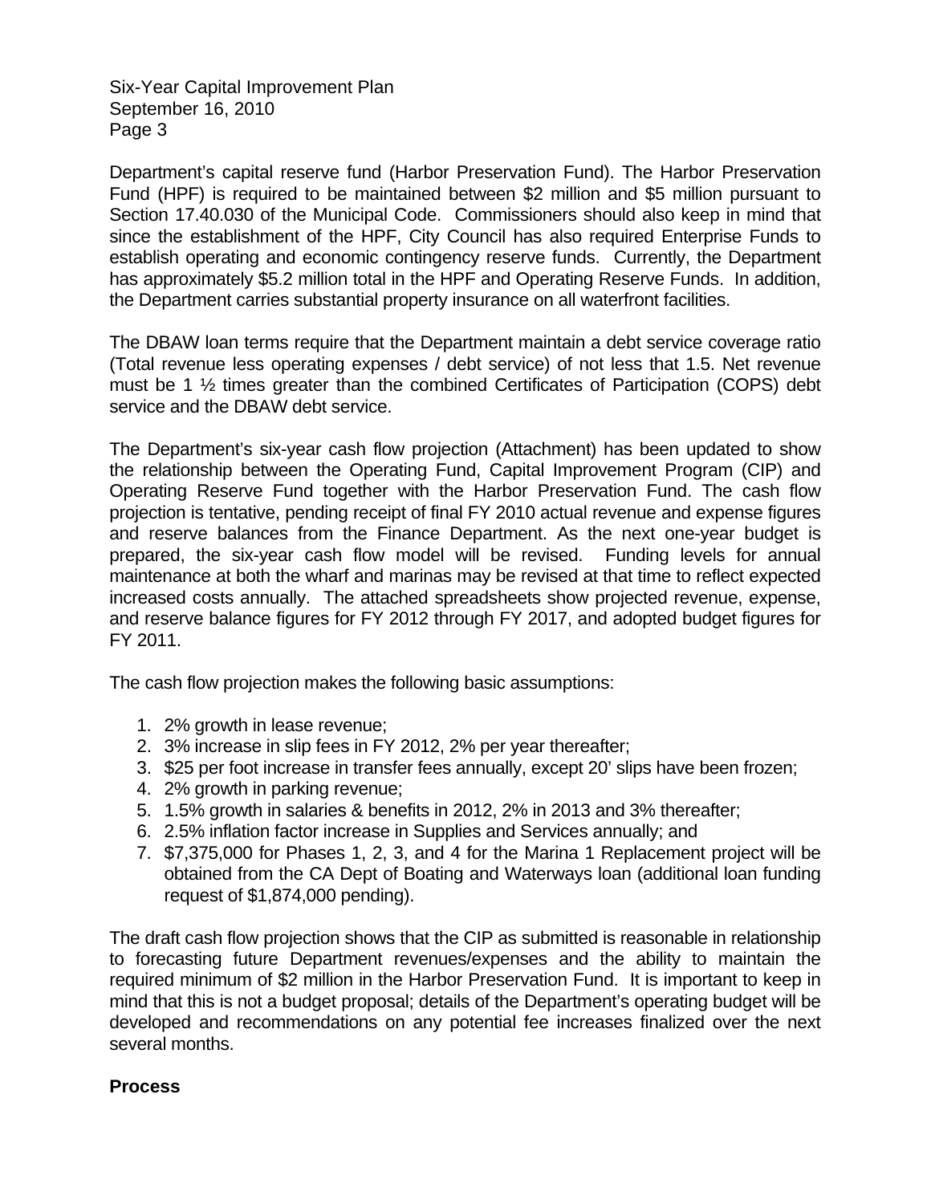Department's capital reserve fund (Harbor Preservation Fund). The Harbor Preservation Fund (HPF) is required to be maintained between $2 million and $5 million pursuant to Section 17.40.030 of the Municipal Code. Commissioners should also keep in mind that since the establishment of the HPF, City Council has also required Enterprise Funds to establish operating and economic contingency reserve funds. Currently, the Department has approximately $5.2 million total in the HPF and Operating Reserve Funds. In addition, the Department carries substantial property insurance on all waterfront facilities.

The DBAW loan terms require that the Department maintain a debt service coverage ratio (Total revenue less operating expenses / debt service) of not less that 1.5. Net revenue must be 1 ½ times greater than the combined Certificates of Participation (COPS) debt service and the DBAW debt service.

The Department's six-year cash flow projection (Attachment) has been updated to show the relationship between the Operating Fund, Capital Improvement Program (CIP) and Operating Reserve Fund together with the Harbor Preservation Fund. The cash flow projection is tentative, pending receipt of final FY 2010 actual revenue and expense figures and reserve balances from the Finance Department. As the next one-year budget is prepared, the six-year cash flow model will be revised. Funding levels for annual maintenance at both the wharf and marinas may be revised at that time to reflect expected increased costs annually. The attached spreadsheets show projected revenue, expense, and reserve balance figures for FY 2012 through FY 2017, and adopted budget figures for FY 2011.

The cash flow projection makes the following basic assumptions:

1. 2% growth in lease revenue;
2. 3% increase in slip fees in FY 2012, 2% per year thereafter;
3. $25 per foot increase in transfer fees annually, except 20' slips have been frozen;
4. 2% growth in parking revenue;
5. 1.5% growth in salaries & benefits in 2012, 2% in 2013 and 3% thereafter;
6. 2.5% inflation factor increase in Supplies and Services annually; and
7. $7,375,000 for Phases 1, 2, 3, and 4 for the Marina 1 Replacement project will be obtained from the CA Dept of Boating and Waterways loan (additional loan funding request of $1,874,000 pending).

The draft cash flow projection shows that the CIP as submitted is reasonable in relationship to forecasting future Department revenues/expenses and the ability to maintain the required minimum of $2 million in the Harbor Preservation Fund. It is important to keep in mind that this is not a budget proposal; details of the Department's operating budget will be developed and recommendations on any potential fee increases finalized over the next several months.

**Process**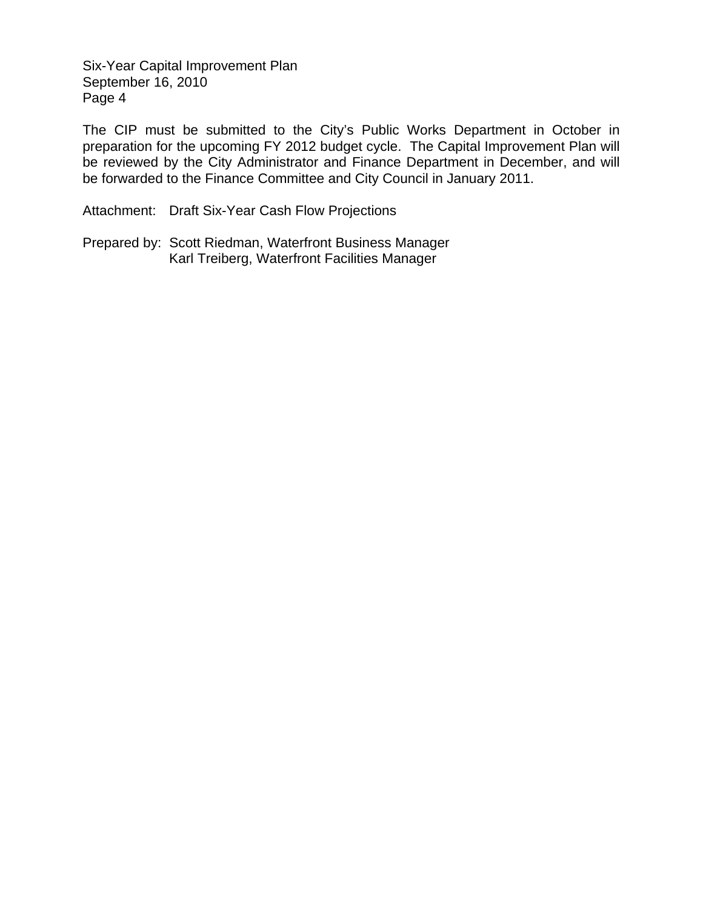The CIP must be submitted to the City's Public Works Department in October in preparation for the upcoming FY 2012 budget cycle. The Capital Improvement Plan will be reviewed by the City Administrator and Finance Department in December, and will be forwarded to the Finance Committee and City Council in January 2011.

Attachment: Draft Six-Year Cash Flow Projections

Prepared by: Scott Riedman, Waterfront Business Manager
Karl Treiberg, Waterfront Facilities Manager